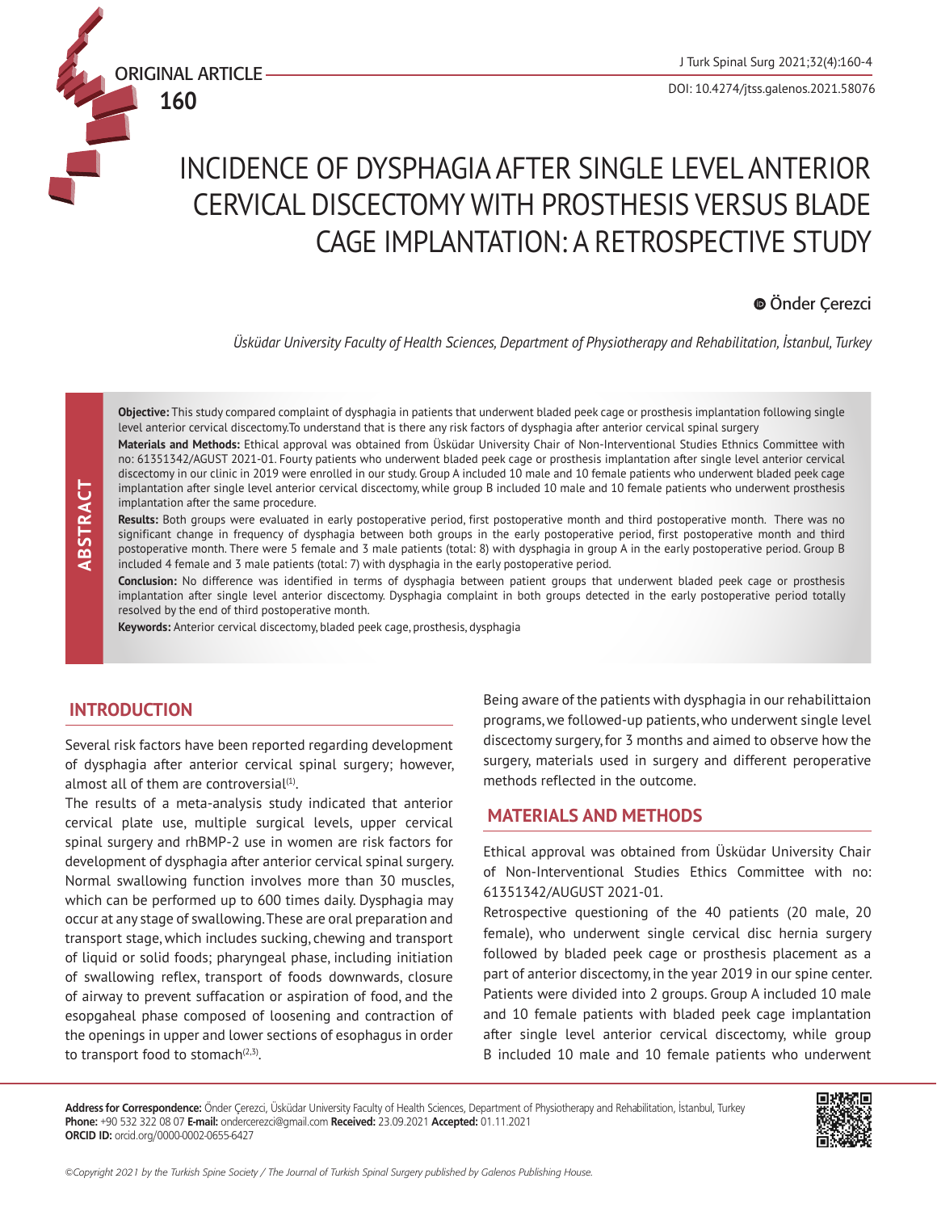ORIGINAL ARTICLE

# INCIDENCE OF DYSPHAGIA AFTER SINGLE LEVEL ANTERIOR CERVICAL DISCECTOMY WITH PROSTHESIS VERSUS BLADE CAGE IMPLANTATION: A RETROSPECTIVE STUDY

Önder Çerezci

*Üsküdar University Faculty of Health Sciences, Department of Physiotherapy and Rehabilitation, İstanbul, Turkey*

## ABSTRACT

**Objective:** This study compared complaint of dysphagia in patients that underwent bladed peek cage or prosthesis implantation following single level anterior cervical discectomy.To understand that is there any risk factors of dysphagia after anterior cervical spinal surgery

**Materials and Methods:** Ethical approval was obtained from Üsküdar University Chair of Non-Interventional Studies Ethnics Committee with no: 61351342/AGUST 2021-01. Fourty patients who underwent bladed peek cage or prosthesis implantation after single level anterior cervical discectomy in our clinic in 2019 were enrolled in our study. Group A included 10 male and 10 female patients who underwent bladed peek cage implantation after single level anterior cervical discectomy, while group B included 10 male and 10 female patients who underwent prosthesis implantation after the same procedure.

**Results:** Both groups were evaluated in early postoperative period, first postoperative month and third postoperative month. There was no significant change in frequency of dysphagia between both groups in the early postoperative period, first postoperative month and third postoperative month. There were 5 female and 3 male patients (total: 8) with dysphagia in group A in the early postoperative period. Group B included 4 female and 3 male patients (total: 7) with dysphagia in the early postoperative period.

**Conclusion:** No difference was identified in terms of dysphagia between patient groups that underwent bladed peek cage or prosthesis implantation after single level anterior discectomy. Dysphagia complaint in both groups detected in the early postoperative period totally resolved by the end of third postoperative month.

**Keywords:** Anterior cervical discectomy, bladed peek cage, prosthesis, dysphagia

## INTRODUCTION

Several risk factors have been reported regarding development of dysphagia after anterior cervical spinal surgery; however, almost all of them are controversial[1].

The results of a meta-analysis study indicated that anterior cervical plate use, multiple surgical levels, upper cervical spinal surgery and rhBMP-2 use in women are risk factors for development of dysphagia after anterior cervical spinal surgery. Normal swallowing function involves more than 30 muscles, which can be performed up to 600 times daily. Dysphagia may occur at any stage of swallowing. These are oral preparation and transport stage, which includes sucking, chewing and transport of liquid or solid foods; pharyngeal phase, including initiation of swallowing reflex, transport of foods downwards, closure of airway to prevent suffacation or aspiration of food, and the esopgaheal phase composed of loosening and contraction of the openings in upper and lower sections of esophagus in order to transport food to stomach[2,3].

Being aware of the patients with dysphagia in our rehabilittaion programs, we followed-up patients, who underwent single level discectomy surgery, for 3 months and aimed to observe how the surgery, materials used in surgery and different peroperative methods reflected in the outcome.

## MATERIALS AND METHODS

Ethical approval was obtained from Üsküdar University Chair of Non-Interventional Studies Ethics Committee with no: 61351342/AUGUST 2021-01.

Retrospective questioning of the 40 patients (20 male, 20 female), who underwent single cervical disc hernia surgery followed by bladed peek cage or prosthesis placement as a part of anterior discectomy, in the year 2019 in our spine center. Patients were divided into 2 groups. Group A included 10 male and 10 female patients with bladed peek cage implantation after single level anterior cervical discectomy, while group B included 10 male and 10 female patients who underwent

**Address for Correspondence:** Önder Çerezci, Üsküdar University Faculty of Health Sciences, Department of Physiotherapy and Rehabilitation, İstanbul, Turkey
**Phone:** +90 532 322 08 07 **E-mail:** ondercerezci@gmail.com **Received:** 23.09.2021 **Accepted:** 01.11.2021
**ORCID ID:** orcid.org/0000-0002-0655-6427

*©Copyright 2021 by the Turkish Spine Society / The Journal of Turkish Spinal Surgery published by Galenos Publishing House.*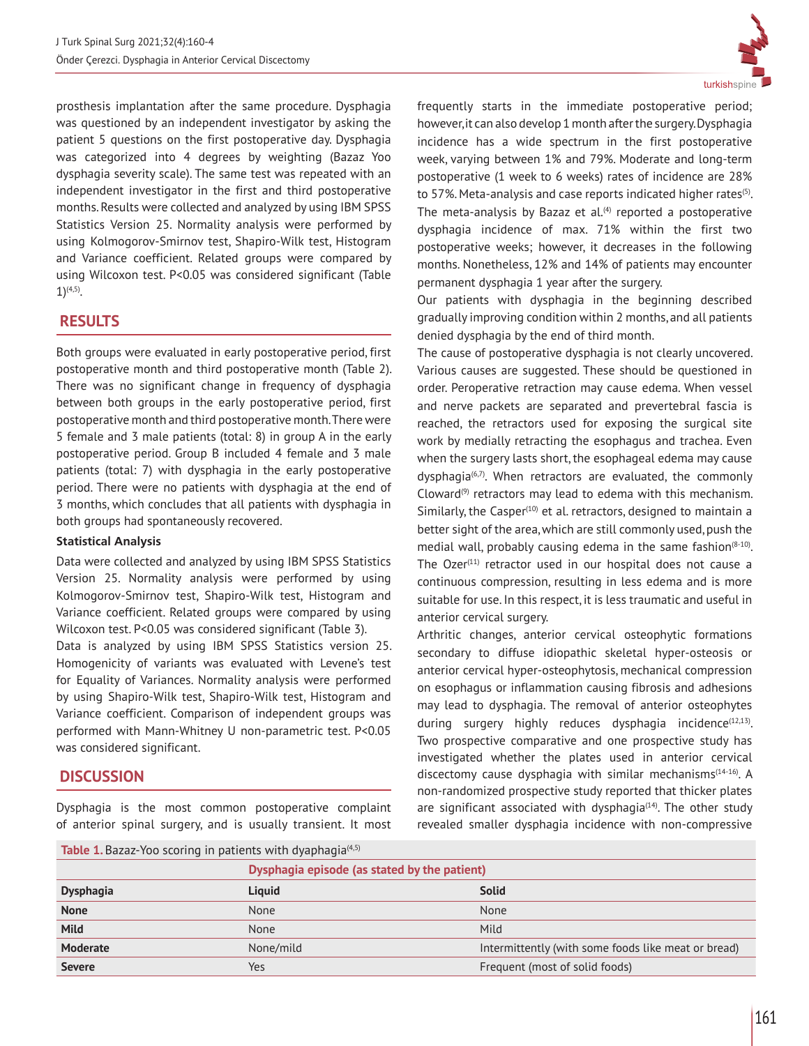prosthesis implantation after the same procedure. Dysphagia was questioned by an independent investigator by asking the patient 5 questions on the first postoperative day. Dysphagia was categorized into 4 degrees by weighting (Bazaz Yoo dysphagia severity scale). The same test was repeated with an independent investigator in the first and third postoperative months. Results were collected and analyzed by using IBM SPSS Statistics Version 25. Normality analysis were performed by using Kolmogorov-Smirnov test, Shapiro-Wilk test, Histogram and Variance coefficient. Related groups were compared by using Wilcoxon test. P<0.05 was considered significant (Table 1)[4,5].

## RESULTS

Both groups were evaluated in early postoperative period, first postoperative month and third postoperative month (Table 2). There was no significant change in frequency of dysphagia between both groups in the early postoperative period, first postoperative month and third postoperative month. There were 5 female and 3 male patients (total: 8) in group A in the early postoperative period. Group B included 4 female and 3 male patients (total: 7) with dysphagia in the early postoperative period. There were no patients with dysphagia at the end of 3 months, which concludes that all patients with dysphagia in both groups had spontaneously recovered.

**Statistical Analysis**

Data were collected and analyzed by using IBM SPSS Statistics Version 25. Normality analysis were performed by using Kolmogorov-Smirnov test, Shapiro-Wilk test, Histogram and Variance coefficient. Related groups were compared by using Wilcoxon test. P<0.05 was considered significant (Table 3).

Data is analyzed by using IBM SPSS Statistics version 25. Homogenicity of variants was evaluated with Levene's test for Equality of Variances. Normality analysis were performed by using Shapiro-Wilk test, Shapiro-Wilk test, Histogram and Variance coefficient. Comparison of independent groups was performed with Mann-Whitney U non-parametric test. P<0.05 was considered significant.

## DISCUSSION

Dysphagia is the most common postoperative complaint of anterior spinal surgery, and is usually transient. It most frequently starts in the immediate postoperative period; however, it can also develop 1 month after the surgery. Dysphagia incidence has a wide spectrum in the first postoperative week, varying between 1% and 79%. Moderate and long-term postoperative (1 week to 6 weeks) rates of incidence are 28% to 57%. Meta-analysis and case reports indicated higher rates[5]. The meta-analysis by Bazaz et al.[4] reported a postoperative dysphagia incidence of max. 71% within the first two postoperative weeks; however, it decreases in the following months. Nonetheless, 12% and 14% of patients may encounter permanent dysphagia 1 year after the surgery.

Our patients with dysphagia in the beginning described gradually improving condition within 2 months, and all patients denied dysphagia by the end of third month.

The cause of postoperative dysphagia is not clearly uncovered. Various causes are suggested. These should be questioned in order. Peroperative retraction may cause edema. When vessel and nerve packets are separated and prevertebral fascia is reached, the retractors used for exposing the surgical site work by medially retracting the esophagus and trachea. Even when the surgery lasts short, the esophageal edema may cause dysphagia[6,7]. When retractors are evaluated, the commonly Cloward[9] retractors may lead to edema with this mechanism. Similarly, the Casper[10] et al. retractors, designed to maintain a better sight of the area, which are still commonly used, push the medial wall, probably causing edema in the same fashion[8-10]. The Ozer[11] retractor used in our hospital does not cause a continuous compression, resulting in less edema and is more suitable for use. In this respect, it is less traumatic and useful in anterior cervical surgery.

Arthritic changes, anterior cervical osteophytic formations secondary to diffuse idiopathic skeletal hyper-osteosis or anterior cervical hyper-osteophytosis, mechanical compression on esophagus or inflammation causing fibrosis and adhesions may lead to dysphagia. The removal of anterior osteophytes during surgery highly reduces dysphagia incidence[12,13]. Two prospective comparative and one prospective study has investigated whether the plates used in anterior cervical discectomy cause dysphagia with similar mechanisms[14-16]. A non-randomized prospective study reported that thicker plates are significant associated with dysphagia[14]. The other study revealed smaller dysphagia incidence with non-compressive

**Table 1.** Bazaz-Yoo scoring in patients with dyaphagia[4,5]

| | Dysphagia episode (as stated by the patient) | |
|---|---|---|
| **Dysphagia** | **Liquid** | **Solid** |
| **None** | None | None |
| **Mild** | None | Mild |
| **Moderate** | None/mild | Intermittently (with some foods like meat or bread) |
| **Severe** | Yes | Frequent (most of solid foods) |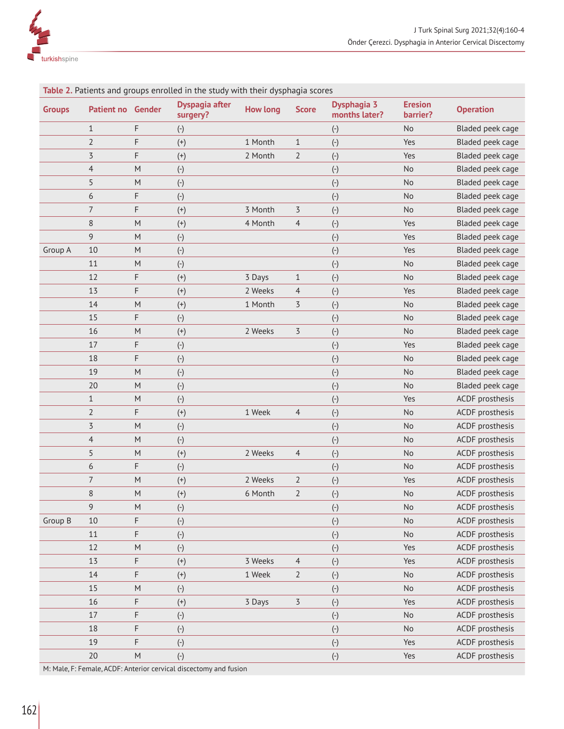**Table 2.** Patients and groups enrolled in the study with their dysphagia scores

| Groups | Patient no | Gender | Dyspagia after surgery? | How long | Score | Dysphagia 3 months later? | Eresion barrier? | Operation |
|---|---|---|---|---|---|---|---|---|
| | 1 | F | (-) | | | (-) | No | Bladed peek cage |
| | 2 | F | (+) | 1 Month | 1 | (-) | Yes | Bladed peek cage |
| | 3 | F | (+) | 2 Month | 2 | (-) | Yes | Bladed peek cage |
| | 4 | M | (-) | | | (-) | No | Bladed peek cage |
| | 5 | M | (-) | | | (-) | No | Bladed peek cage |
| | 6 | F | (-) | | | (-) | No | Bladed peek cage |
| | 7 | F | (+) | 3 Month | 3 | (-) | No | Bladed peek cage |
| | 8 | M | (+) | 4 Month | 4 | (-) | Yes | Bladed peek cage |
| | 9 | M | (-) | | | (-) | Yes | Bladed peek cage |
| Group A | 10 | M | (-) | | | (-) | Yes | Bladed peek cage |
| | 11 | M | (-) | | | (-) | No | Bladed peek cage |
| | 12 | F | (+) | 3 Days | 1 | (-) | No | Bladed peek cage |
| | 13 | F | (+) | 2 Weeks | 4 | (-) | Yes | Bladed peek cage |
| | 14 | M | (+) | 1 Month | 3 | (-) | No | Bladed peek cage |
| | 15 | F | (-) | | | (-) | No | Bladed peek cage |
| | 16 | M | (+) | 2 Weeks | 3 | (-) | No | Bladed peek cage |
| | 17 | F | (-) | | | (-) | Yes | Bladed peek cage |
| | 18 | F | (-) | | | (-) | No | Bladed peek cage |
| | 19 | M | (-) | | | (-) | No | Bladed peek cage |
| | 20 | M | (-) | | | (-) | No | Bladed peek cage |
| | 1 | M | (-) | | | (-) | Yes | ACDF prosthesis |
| | 2 | F | (+) | 1 Week | 4 | (-) | No | ACDF prosthesis |
| | 3 | M | (-) | | | (-) | No | ACDF prosthesis |
| | 4 | M | (-) | | | (-) | No | ACDF prosthesis |
| | 5 | M | (+) | 2 Weeks | 4 | (-) | No | ACDF prosthesis |
| | 6 | F | (-) | | | (-) | No | ACDF prosthesis |
| | 7 | M | (+) | 2 Weeks | 2 | (-) | Yes | ACDF prosthesis |
| | 8 | M | (+) | 6 Month | 2 | (-) | No | ACDF prosthesis |
| | 9 | M | (-) | | | (-) | No | ACDF prosthesis |
| Group B | 10 | F | (-) | | | (-) | No | ACDF prosthesis |
| | 11 | F | (-) | | | (-) | No | ACDF prosthesis |
| | 12 | M | (-) | | | (-) | Yes | ACDF prosthesis |
| | 13 | F | (+) | 3 Weeks | 4 | (-) | Yes | ACDF prosthesis |
| | 14 | F | (+) | 1 Week | 2 | (-) | No | ACDF prosthesis |
| | 15 | M | (-) | | | (-) | No | ACDF prosthesis |
| | 16 | F | (+) | 3 Days | 3 | (-) | Yes | ACDF prosthesis |
| | 17 | F | (-) | | | (-) | No | ACDF prosthesis |
| | 18 | F | (-) | | | (-) | No | ACDF prosthesis |
| | 19 | F | (-) | | | (-) | Yes | ACDF prosthesis |
| | 20 | M | (-) | | | (-) | Yes | ACDF prosthesis |

M: Male, F: Female, ACDF: Anterior cervical discectomy and fusion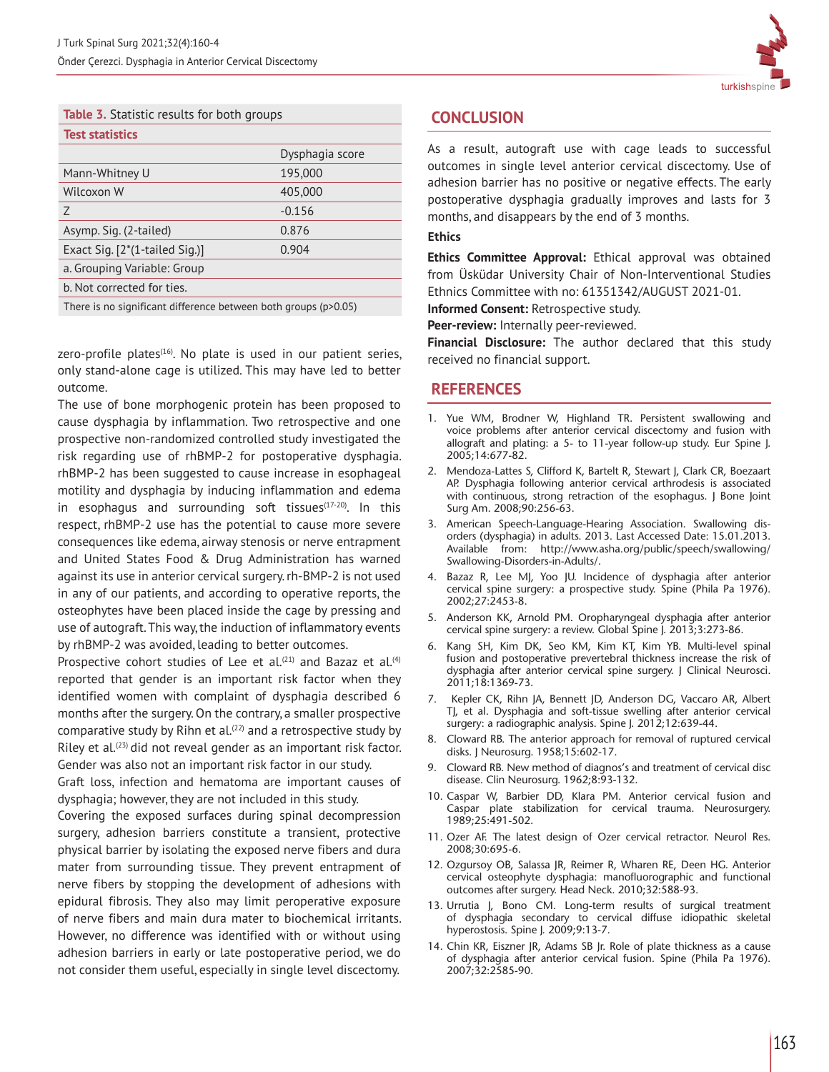**Table 3.** Statistic results for both groups

| Test statistics | |
|---|---|
| | Dysphagia score |
| Mann-Whitney U | 195,000 |
| Wilcoxon W | 405,000 |
| Z | -0.156 |
| Asymp. Sig. (2-tailed) | 0.876 |
| Exact Sig. [2*(1-tailed Sig.)] | 0.904 |
| a. Grouping Variable: Group | |
| b. Not corrected for ties. | |
| There is no significant difference between both groups (p>0.05) | |

zero-profile plates[16]. No plate is used in our patient series, only stand-alone cage is utilized. This may have led to better outcome.

The use of bone morphogenic protein has been proposed to cause dysphagia by inflammation. Two retrospective and one prospective non-randomized controlled study investigated the risk regarding use of rhBMP-2 for postoperative dysphagia. rhBMP-2 has been suggested to cause increase in esophageal motility and dysphagia by inducing inflammation and edema in esophagus and surrounding soft tissues[17-20]. In this respect, rhBMP-2 use has the potential to cause more severe consequences like edema, airway stenosis or nerve entrapment and United States Food & Drug Administration has warned against its use in anterior cervical surgery. rh-BMP-2 is not used in any of our patients, and according to operative reports, the osteophytes have been placed inside the cage by pressing and use of autograft. This way, the induction of inflammatory events by rhBMP-2 was avoided, leading to better outcomes.

Prospective cohort studies of Lee et al.[21] and Bazaz et al.[4] reported that gender is an important risk factor when they identified women with complaint of dysphagia described 6 months after the surgery. On the contrary, a smaller prospective comparative study by Rihn et al.[22] and a retrospective study by Riley et al.[23] did not reveal gender as an important risk factor. Gender was also not an important risk factor in our study.

Graft loss, infection and hematoma are important causes of dysphagia; however, they are not included in this study.

Covering the exposed surfaces during spinal decompression surgery, adhesion barriers constitute a transient, protective physical barrier by isolating the exposed nerve fibers and dura mater from surrounding tissue. They prevent entrapment of nerve fibers by stopping the development of adhesions with epidural fibrosis. They also may limit peroperative exposure of nerve fibers and main dura mater to biochemical irritants. However, no difference was identified with or without using adhesion barriers in early or late postoperative period, we do not consider them useful, especially in single level discectomy.

## CONCLUSION

As a result, autograft use with cage leads to successful outcomes in single level anterior cervical discectomy. Use of adhesion barrier has no positive or negative effects. The early postoperative dysphagia gradually improves and lasts for 3 months, and disappears by the end of 3 months.

### Ethics

**Ethics Committee Approval:** Ethical approval was obtained from Üsküdar University Chair of Non-Interventional Studies Ethnics Committee with no: 61351342/AUGUST 2021-01.

**Informed Consent:** Retrospective study.

**Peer-review:** Internally peer-reviewed.

**Financial Disclosure:** The author declared that this study received no financial support.

## REFERENCES

1. Yue WM, Brodner W, Highland TR. Persistent swallowing and voice problems after anterior cervical discectomy and fusion with allograft and plating: a 5- to 11-year follow-up study. Eur Spine J. 2005;14:677-82.
2. Mendoza-Lattes S, Clifford K, Bartelt R, Stewart J, Clark CR, Boezaart AP. Dysphagia following anterior cervical arthrodesis is associated with continuous, strong retraction of the esophagus. J Bone Joint Surg Am. 2008;90:256-63.
3. American Speech-Language-Hearing Association. Swallowing disorders (dysphagia) in adults. 2013. Last Accessed Date: 15.01.2013. Available from: http://www.asha.org/public/speech/swallowing/Swallowing-Disorders-in-Adults/.
4. Bazaz R, Lee MJ, Yoo JU. Incidence of dysphagia after anterior cervical spine surgery: a prospective study. Spine (Phila Pa 1976). 2002;27:2453-8.
5. Anderson KK, Arnold PM. Oropharyngeal dysphagia after anterior cervical spine surgery: a review. Global Spine J. 2013;3:273-86.
6. Kang SH, Kim DK, Seo KM, Kim KT, Kim YB. Multi-level spinal fusion and postoperative prevertebral thickness increase the risk of dysphagia after anterior cervical spine surgery. J Clinical Neurosci. 2011;18:1369-73.
7. Kepler CK, Rihn JA, Bennett JD, Anderson DG, Vaccaro AR, Albert TJ, et al. Dysphagia and soft-tissue swelling after anterior cervical surgery: a radiographic analysis. Spine J. 2012;12:639-44.
8. Cloward RB. The anterior approach for removal of ruptured cervical disks. J Neurosurg. 1958;15:602-17.
9. Cloward RB. New method of diagnos's and treatment of cervical disc disease. Clin Neurosurg. 1962;8:93-132.
10. Caspar W, Barbier DD, Klara PM. Anterior cervical fusion and Caspar plate stabilization for cervical trauma. Neurosurgery. 1989;25:491-502.
11. Ozer AF. The latest design of Ozer cervical retractor. Neurol Res. 2008;30:695-6.
12. Ozgursoy OB, Salassa JR, Reimer R, Wharen RE, Deen HG. Anterior cervical osteophyte dysphagia: manofluorographic and functional outcomes after surgery. Head Neck. 2010;32:588-93.
13. Urrutia J, Bono CM. Long-term results of surgical treatment of dysphagia secondary to cervical diffuse idiopathic skeletal hyperostosis. Spine J. 2009;9:13-7.
14. Chin KR, Eiszner JR, Adams SB Jr. Role of plate thickness as a cause of dysphagia after anterior cervical fusion. Spine (Phila Pa 1976). 2007;32:2585-90.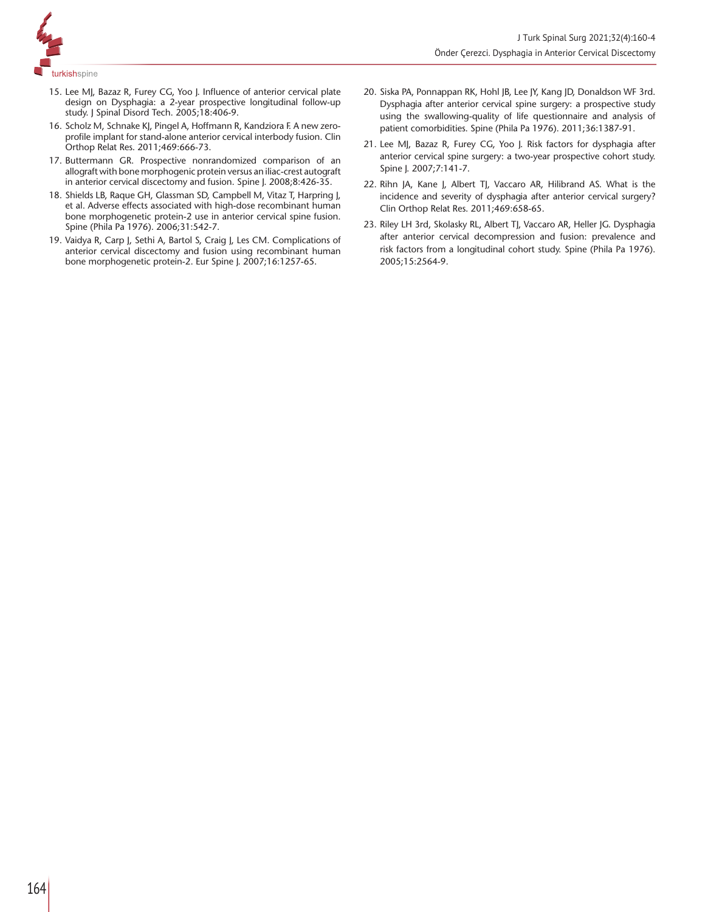15. Lee MJ, Bazaz R, Furey CG, Yoo J. Influence of anterior cervical plate design on Dysphagia: a 2-year prospective longitudinal follow-up study. J Spinal Disord Tech. 2005;18:406-9.
16. Scholz M, Schnake KJ, Pingel A, Hoffmann R, Kandziora F. A new zero-profile implant for stand-alone anterior cervical interbody fusion. Clin Orthop Relat Res. 2011;469:666-73.
17. Buttermann GR. Prospective nonrandomized comparison of an allograft with bone morphogenic protein versus an iliac-crest autograft in anterior cervical discectomy and fusion. Spine J. 2008;8:426-35.
18. Shields LB, Raque GH, Glassman SD, Campbell M, Vitaz T, Harpring J, et al. Adverse effects associated with high-dose recombinant human bone morphogenetic protein-2 use in anterior cervical spine fusion. Spine (Phila Pa 1976). 2006;31:542-7.
19. Vaidya R, Carp J, Sethi A, Bartol S, Craig J, Les CM. Complications of anterior cervical discectomy and fusion using recombinant human bone morphogenetic protein-2. Eur Spine J. 2007;16:1257-65.
20. Siska PA, Ponnappan RK, Hohl JB, Lee JY, Kang JD, Donaldson WF 3rd. Dysphagia after anterior cervical spine surgery: a prospective study using the swallowing-quality of life questionnaire and analysis of patient comorbidities. Spine (Phila Pa 1976). 2011;36:1387-91.
21. Lee MJ, Bazaz R, Furey CG, Yoo J. Risk factors for dysphagia after anterior cervical spine surgery: a two-year prospective cohort study. Spine J. 2007;7:141-7.
22. Rihn JA, Kane J, Albert TJ, Vaccaro AR, Hilibrand AS. What is the incidence and severity of dysphagia after anterior cervical surgery? Clin Orthop Relat Res. 2011;469:658-65.
23. Riley LH 3rd, Skolasky RL, Albert TJ, Vaccaro AR, Heller JG. Dysphagia after anterior cervical decompression and fusion: prevalence and risk factors from a longitudinal cohort study. Spine (Phila Pa 1976). 2005;15:2564-9.